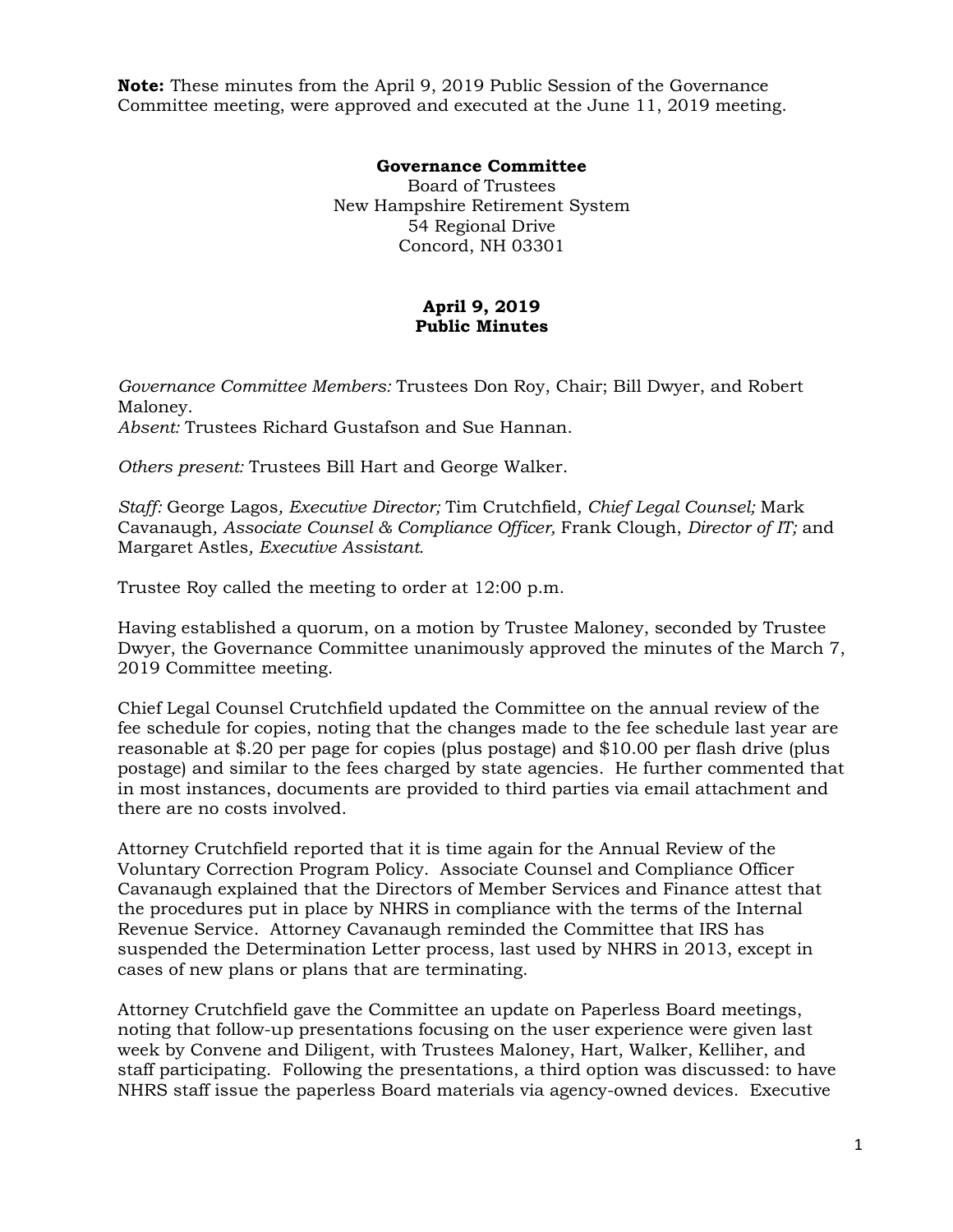**Note:** These minutes from the April 9, 2019 Public Session of the Governance Committee meeting, were approved and executed at the June 11, 2019 meeting.

**Governance Committee**
Board of Trustees
New Hampshire Retirement System
54 Regional Drive
Concord, NH 03301

**April 9, 2019**
**Public Minutes**

*Governance Committee Members:* Trustees Don Roy, Chair; Bill Dwyer, and Robert Maloney.
*Absent:* Trustees Richard Gustafson and Sue Hannan.

*Others present:* Trustees Bill Hart and George Walker.

*Staff:* George Lagos*, Executive Director;* Tim Crutchfield*, Chief Legal Counsel;* Mark Cavanaugh*, Associate Counsel & Compliance Officer,* Frank Clough, *Director of IT;* and Margaret Astles*, Executive Assistant.*

Trustee Roy called the meeting to order at 12:00 p.m.

Having established a quorum, on a motion by Trustee Maloney, seconded by Trustee Dwyer, the Governance Committee unanimously approved the minutes of the March 7, 2019 Committee meeting.

Chief Legal Counsel Crutchfield updated the Committee on the annual review of the fee schedule for copies, noting that the changes made to the fee schedule last year are reasonable at $.20 per page for copies (plus postage) and $10.00 per flash drive (plus postage) and similar to the fees charged by state agencies. He further commented that in most instances, documents are provided to third parties via email attachment and there are no costs involved.

Attorney Crutchfield reported that it is time again for the Annual Review of the Voluntary Correction Program Policy. Associate Counsel and Compliance Officer Cavanaugh explained that the Directors of Member Services and Finance attest that the procedures put in place by NHRS in compliance with the terms of the Internal Revenue Service. Attorney Cavanaugh reminded the Committee that IRS has suspended the Determination Letter process, last used by NHRS in 2013, except in cases of new plans or plans that are terminating.

Attorney Crutchfield gave the Committee an update on Paperless Board meetings, noting that follow-up presentations focusing on the user experience were given last week by Convene and Diligent, with Trustees Maloney, Hart, Walker, Kelliher, and staff participating. Following the presentations, a third option was discussed: to have NHRS staff issue the paperless Board materials via agency-owned devices. Executive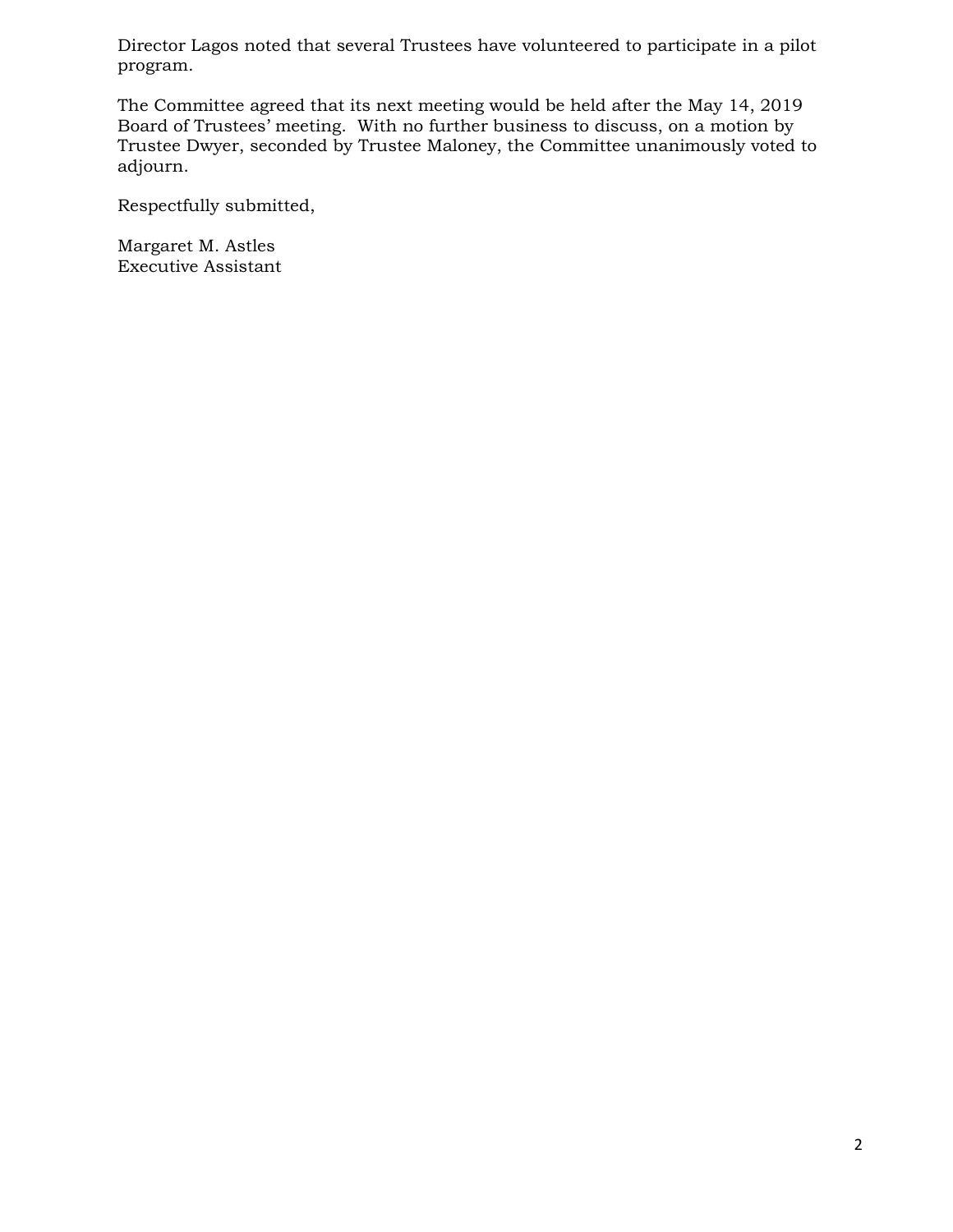Director Lagos noted that several Trustees have volunteered to participate in a pilot program.

The Committee agreed that its next meeting would be held after the May 14, 2019 Board of Trustees' meeting. With no further business to discuss, on a motion by Trustee Dwyer, seconded by Trustee Maloney, the Committee unanimously voted to adjourn.

Respectfully submitted,

Margaret M. Astles  
Executive Assistant